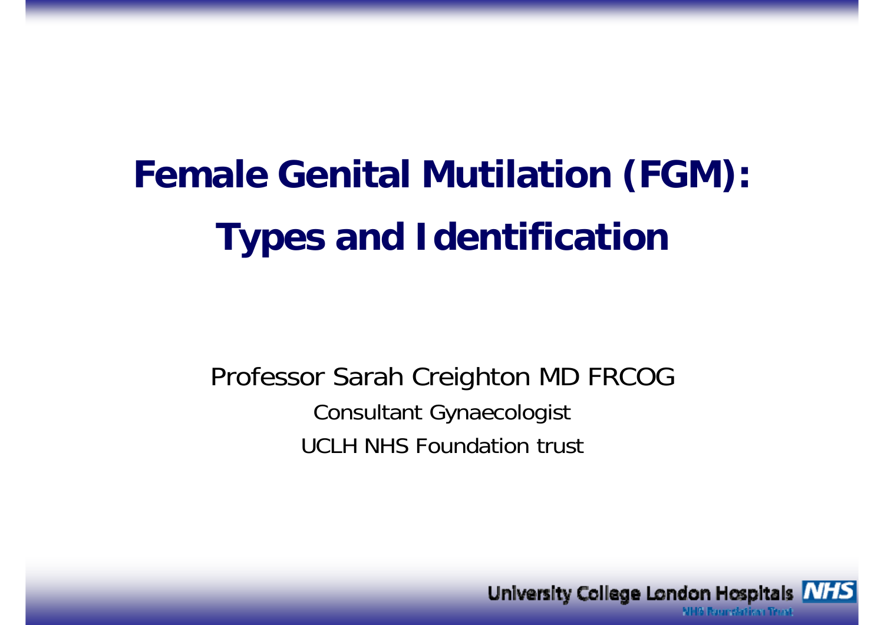# Female Genital Mutilation (FGM): Types and Identification

Professor Sarah Creighton MD FRCOG

Consultant Gynaecologist

UCLH NHS Foundation trust

University College London Hospitals NHS

NHS Foundation Trust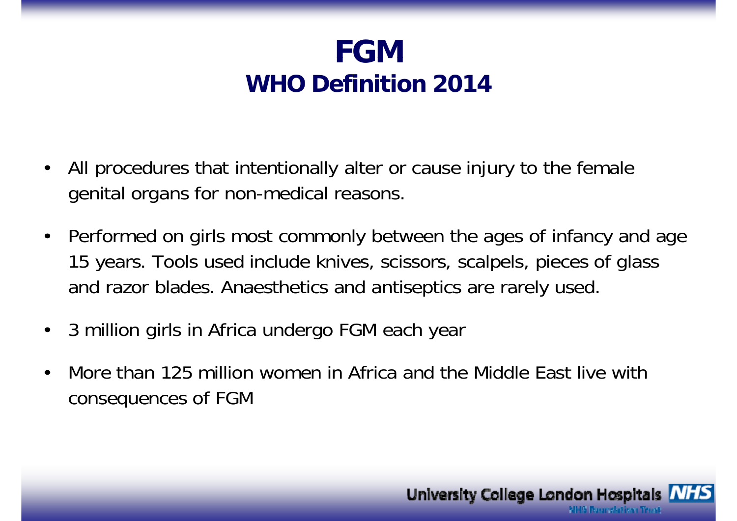# FGM

## WHO Definition 2014

- All procedures that intentionally alter or cause injury to the female genital organs for non-medical reasons.
- Performed on girls most commonly between the ages of infancy and age 15 years. Tools used include knives, scissors, scalpels, pieces of glass and razor blades. Anaesthetics and antiseptics are rarely used.
- 3 million girls in Africa undergo FGM each year
- More than 125 million women in Africa and the Middle East live with consequences of FGM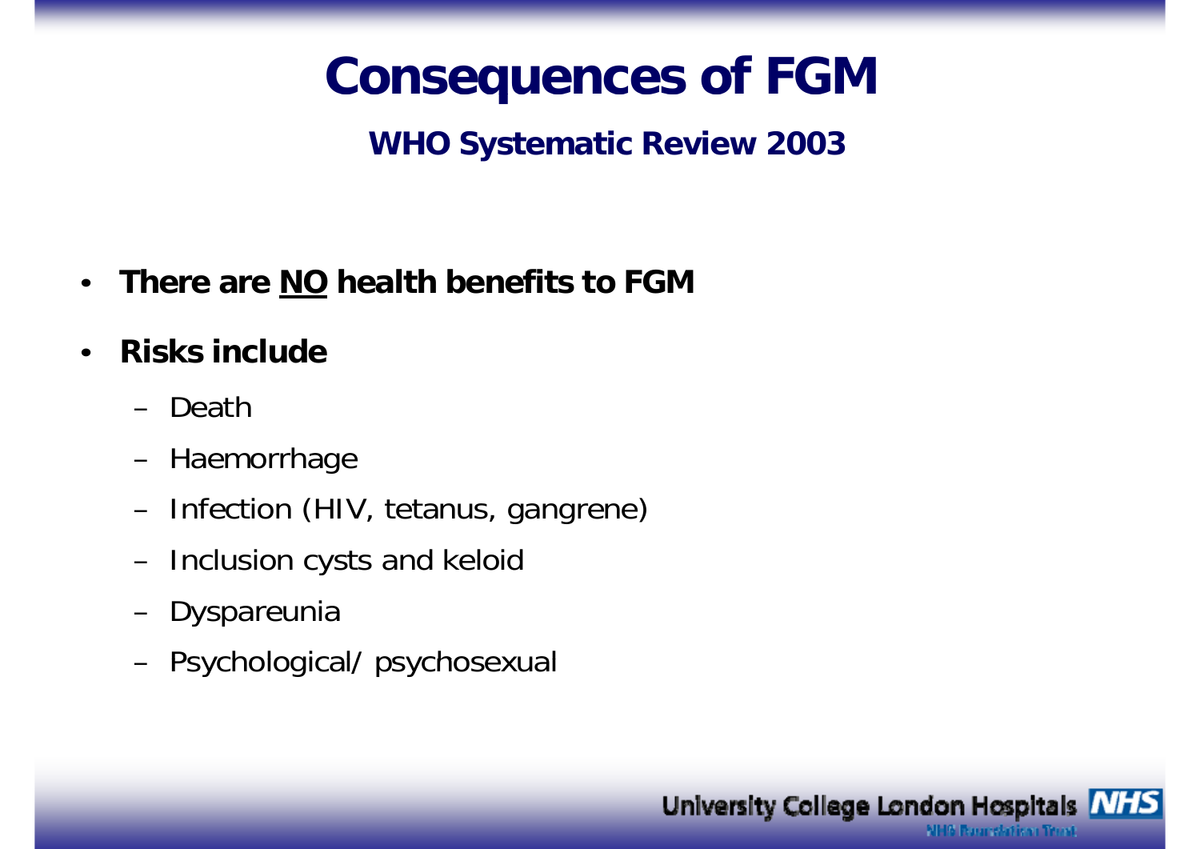# Consequences of FGM

## WHO Systematic Review 2003

- **There are NO health benefits to FGM**
- **Risks include**
  - Death
  - Haemorrhage
  - Infection (HIV, tetanus, gangrene)
  - Inclusion cysts and keloid
  - Dyspareunia
  - Psychological/ psychosexual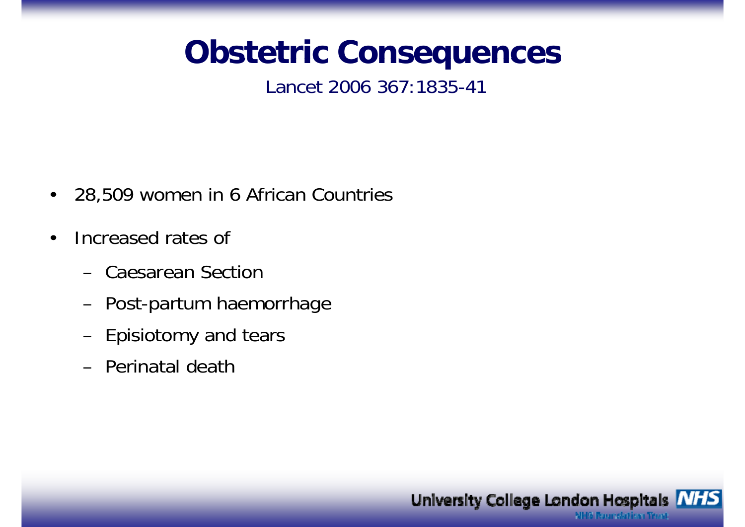# Obstetric Consequences

Lancet 2006 367:1835-41

- 28,509 women in 6 African Countries
- Increased rates of
  - Caesarean Section
  - Post-partum haemorrhage
  - Episiotomy and tears
  - Perinatal death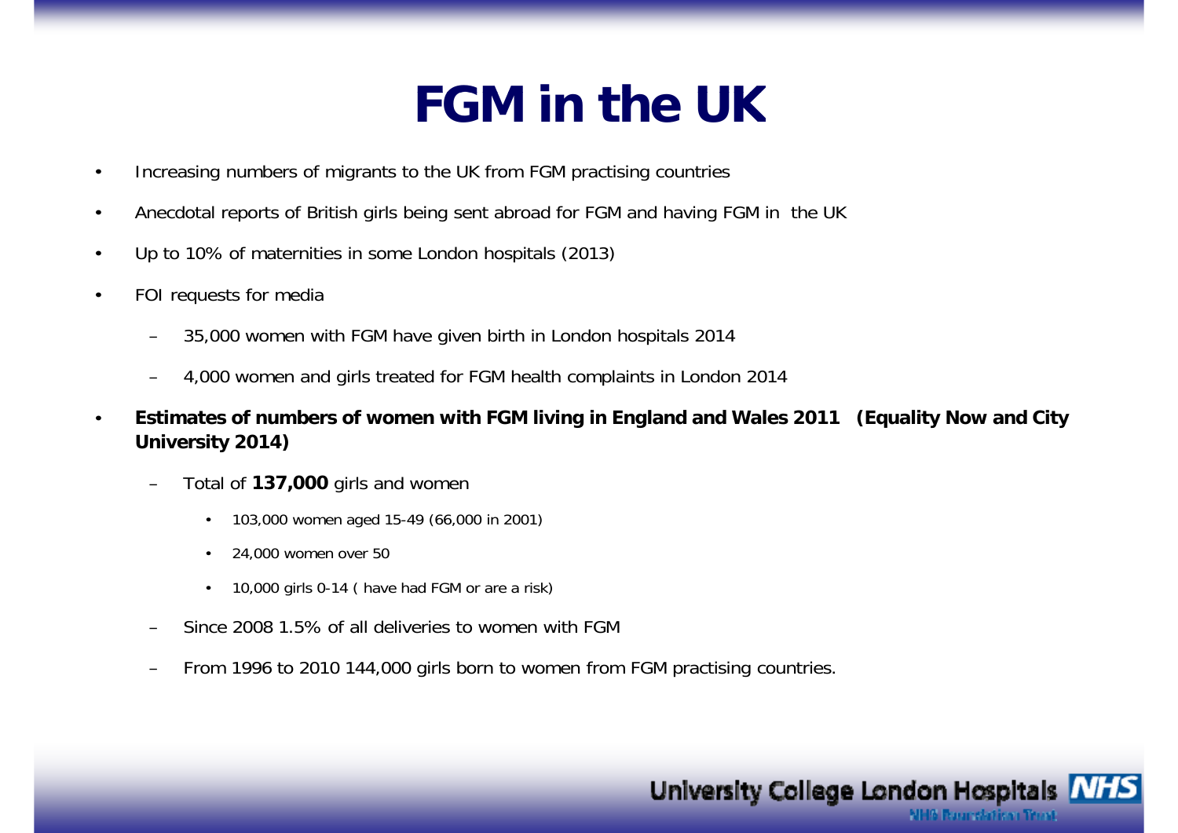# FGM in the UK

- Increasing numbers of migrants to the UK from FGM practising countries
- Anecdotal reports of British girls being sent abroad for FGM and having FGM in the UK
- Up to 10% of maternities in some London hospitals (2013)
- FOI requests for media
  - 35,000 women with FGM have given birth in London hospitals 2014
  - 4,000 women and girls treated for FGM health complaints in London 2014
- **Estimates of numbers of women with FGM living in England and Wales 2011 (Equality Now and City University 2014)**
  - Total of **137,000** girls and women
    - 103,000 women aged 15-49 (66,000 in 2001)
    - 24,000 women over 50
    - 10,000 girls 0-14 ( have had FGM or are a risk)
  - Since 2008 1.5% of all deliveries to women with FGM
  - From 1996 to 2010 144,000 girls born to women from FGM practising countries.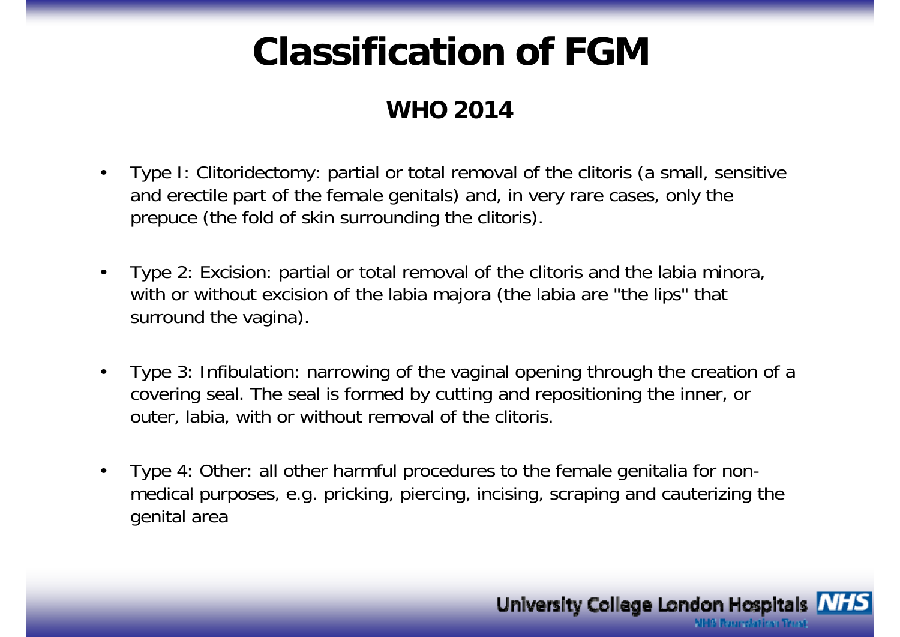# Classification of FGM

## WHO 2014

- Type I: Clitoridectomy: partial or total removal of the clitoris (a small, sensitive and erectile part of the female genitals) and, in very rare cases, only the prepuce (the fold of skin surrounding the clitoris).
- Type 2: Excision: partial or total removal of the clitoris and the labia minora, with or without excision of the labia majora (the labia are "the lips" that surround the vagina).
- Type 3: Infibulation: narrowing of the vaginal opening through the creation of a covering seal. The seal is formed by cutting and repositioning the inner, or outer, labia, with or without removal of the clitoris.
- Type 4: Other: all other harmful procedures to the female genitalia for non-medical purposes, e.g. pricking, piercing, incising, scraping and cauterizing the genital area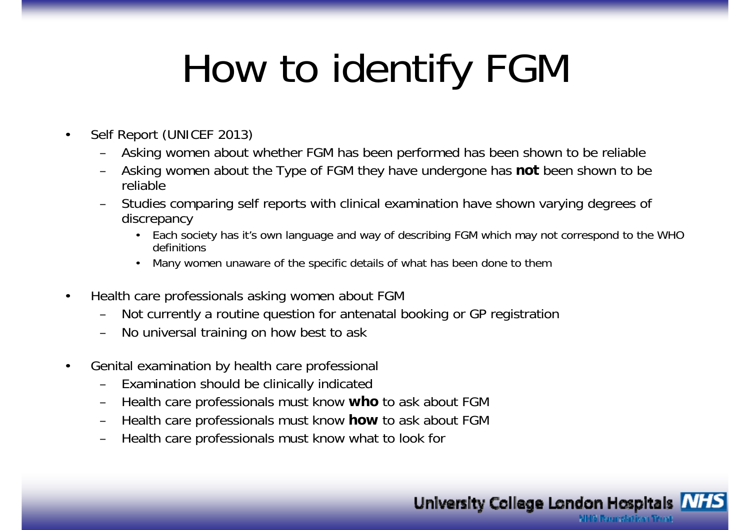# How to identify FGM

- Self Report (UNICEF 2013)
  - Asking women about whether FGM has been performed has been shown to be reliable
  - Asking women about the Type of FGM they have undergone has **not** been shown to be reliable
  - Studies comparing self reports with clinical examination have shown varying degrees of discrepancy
    - Each society has it's own language and way of describing FGM which may not correspond to the WHO definitions
    - Many women unaware of the specific details of what has been done to them
- Health care professionals asking women about FGM
  - Not currently a routine question for antenatal booking or GP registration
  - No universal training on how best to ask
- Genital examination by health care professional
  - Examination should be clinically indicated
  - Health care professionals must know **who** to ask about FGM
  - Health care professionals must know **how** to ask about FGM
  - Health care professionals must know what to look for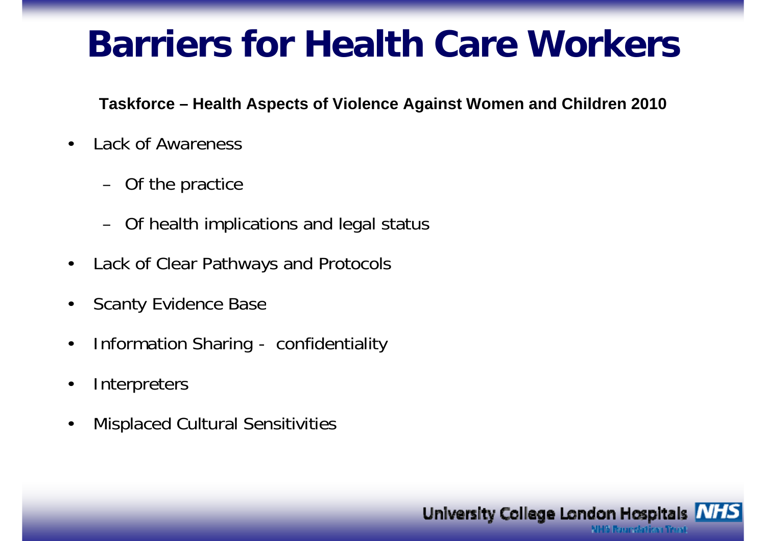# Barriers for Health Care Workers

**Taskforce – Health Aspects of Violence Against Women and Children 2010**

- Lack of Awareness
  - Of the practice
  - Of health implications and legal status
- Lack of Clear Pathways and Protocols
- Scanty Evidence Base
- Information Sharing - confidentiality
- Interpreters
- Misplaced Cultural Sensitivities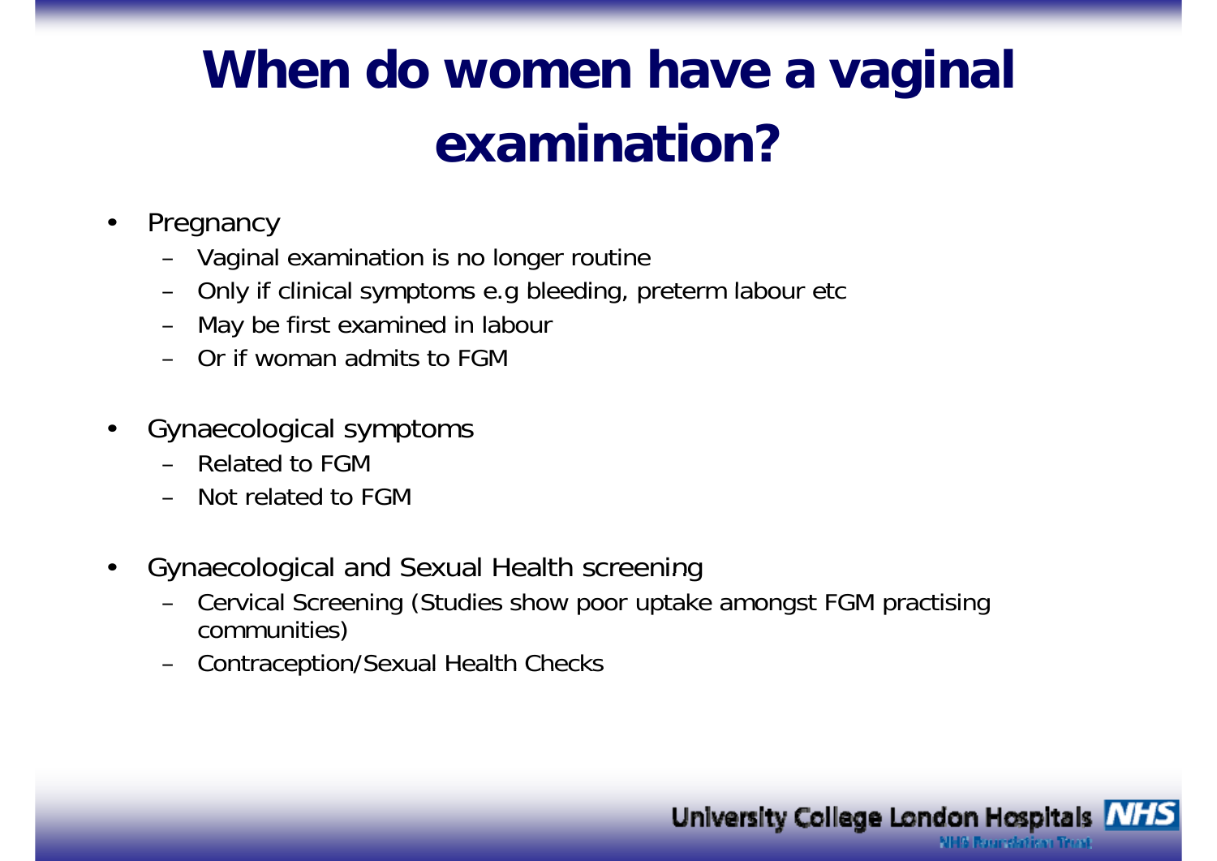# When do women have a vaginal examination?

- Pregnancy
  - Vaginal examination is no longer routine
  - Only if clinical symptoms e.g bleeding, preterm labour etc
  - May be first examined in labour
  - Or if woman admits to FGM

- Gynaecological symptoms
  - Related to FGM
  - Not related to FGM

- Gynaecological and Sexual Health screening
  - Cervical Screening (Studies show poor uptake amongst FGM practising communities)
  - Contraception/Sexual Health Checks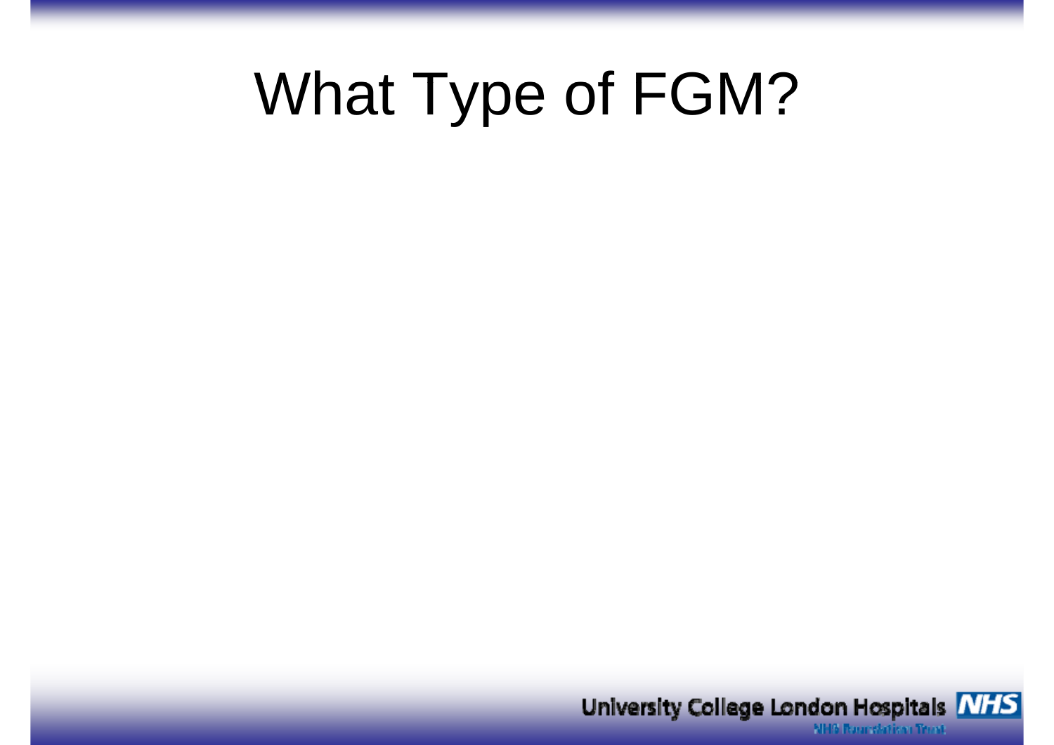# What Type of FGM?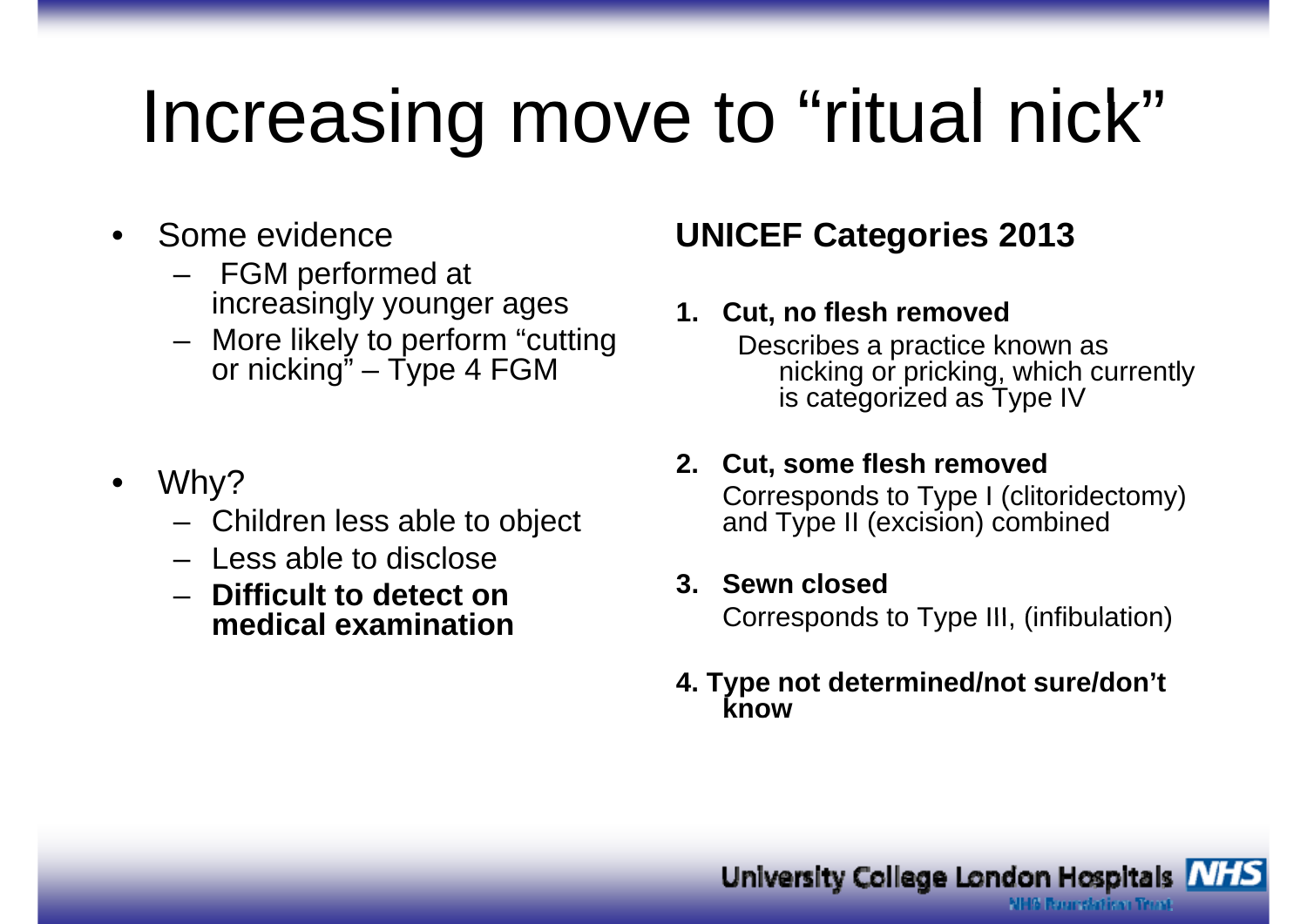# Increasing move to "ritual nick"

- Some evidence
  - FGM performed at increasingly younger ages
  - More likely to perform "cutting or nicking" – Type 4 FGM
- Why?
  - Children less able to object
  - Less able to disclose
  - **Difficult to detect on medical examination**

## UNICEF Categories 2013

1. **Cut, no flesh removed**
   Describes a practice known as nicking or pricking, which currently is categorized as Type IV
2. **Cut, some flesh removed**
   Corresponds to Type I (clitoridectomy) and Type II (excision) combined
3. **Sewn closed**
   Corresponds to Type III, (infibulation)
4. **Type not determined/not sure/don't know**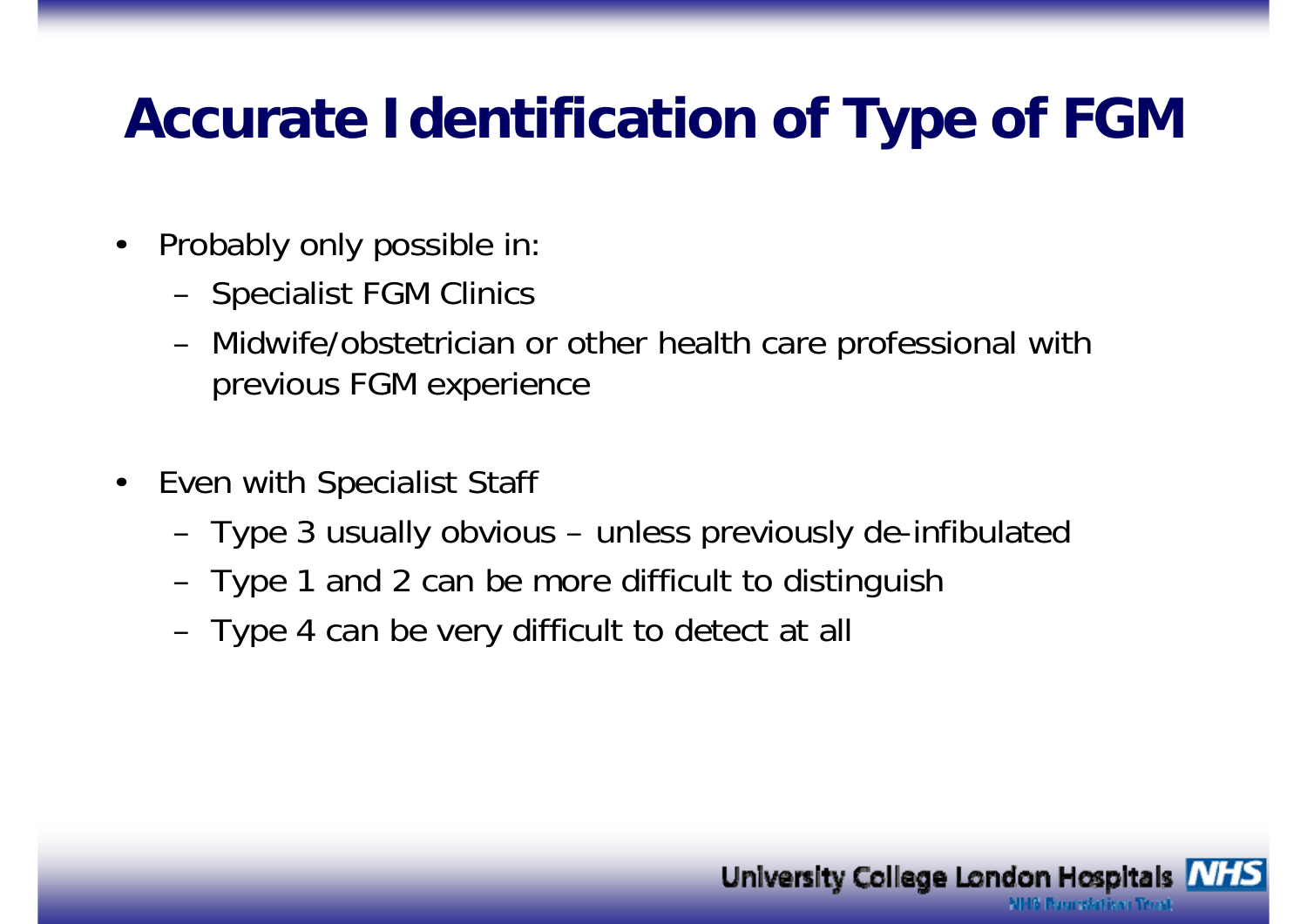# Accurate Identification of Type of FGM

- Probably only possible in:
  - Specialist FGM Clinics
  - Midwife/obstetrician or other health care professional with previous FGM experience
- Even with Specialist Staff
  - Type 3 usually obvious – unless previously de-infibulated
  - Type 1 and 2 can be more difficult to distinguish
  - Type 4 can be very difficult to detect at all